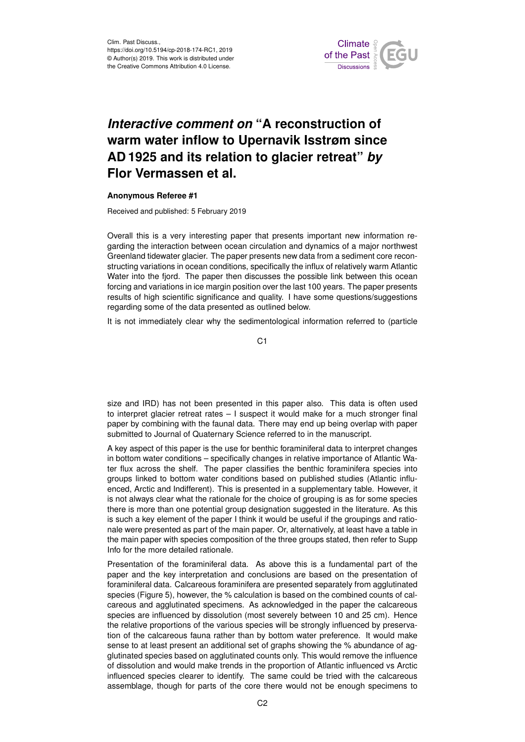# *Interactive comment on* "A reconstruction of warm water inflow to Upernavik Isstrøm since AD 1925 and its relation to glacier retreat" *by* Flor Vermassen et al.

**Anonymous Referee #1**

Received and published: 5 February 2019

Overall this is a very interesting paper that presents important new information regarding the interaction between ocean circulation and dynamics of a major northwest Greenland tidewater glacier. The paper presents new data from a sediment core reconstructing variations in ocean conditions, specifically the influx of relatively warm Atlantic Water into the fjord. The paper then discusses the possible link between this ocean forcing and variations in ice margin position over the last 100 years. The paper presents results of high scientific significance and quality. I have some questions/suggestions regarding some of the data presented as outlined below.

It is not immediately clear why the sedimentological information referred to (particle size and IRD) has not been presented in this paper also. This data is often used to interpret glacier retreat rates – I suspect it would make for a much stronger final paper by combining with the faunal data. There may end up being overlap with paper submitted to Journal of Quaternary Science referred to in the manuscript.

A key aspect of this paper is the use for benthic foraminiferal data to interpret changes in bottom water conditions – specifically changes in relative importance of Atlantic Water flux across the shelf. The paper classifies the benthic foraminifera species into groups linked to bottom water conditions based on published studies (Atlantic influenced, Arctic and Indifferent). This is presented in a supplementary table. However, it is not always clear what the rationale for the choice of grouping is as for some species there is more than one potential group designation suggested in the literature. As this is such a key element of the paper I think it would be useful if the groupings and rationale were presented as part of the main paper. Or, alternatively, at least have a table in the main paper with species composition of the three groups stated, then refer to Supp Info for the more detailed rationale.

Presentation of the foraminiferal data. As above this is a fundamental part of the paper and the key interpretation and conclusions are based on the presentation of foraminiferal data. Calcareous foraminifera are presented separately from agglutinated species (Figure 5), however, the % calculation is based on the combined counts of calcareous and agglutinated specimens. As acknowledged in the paper the calcareous species are influenced by dissolution (most severely between 10 and 25 cm). Hence the relative proportions of the various species will be strongly influenced by preservation of the calcareous fauna rather than by bottom water preference. It would make sense to at least present an additional set of graphs showing the % abundance of agglutinated species based on agglutinated counts only. This would remove the influence of dissolution and would make trends in the proportion of Atlantic influenced vs Arctic influenced species clearer to identify. The same could be tried with the calcareous assemblage, though for parts of the core there would not be enough specimens to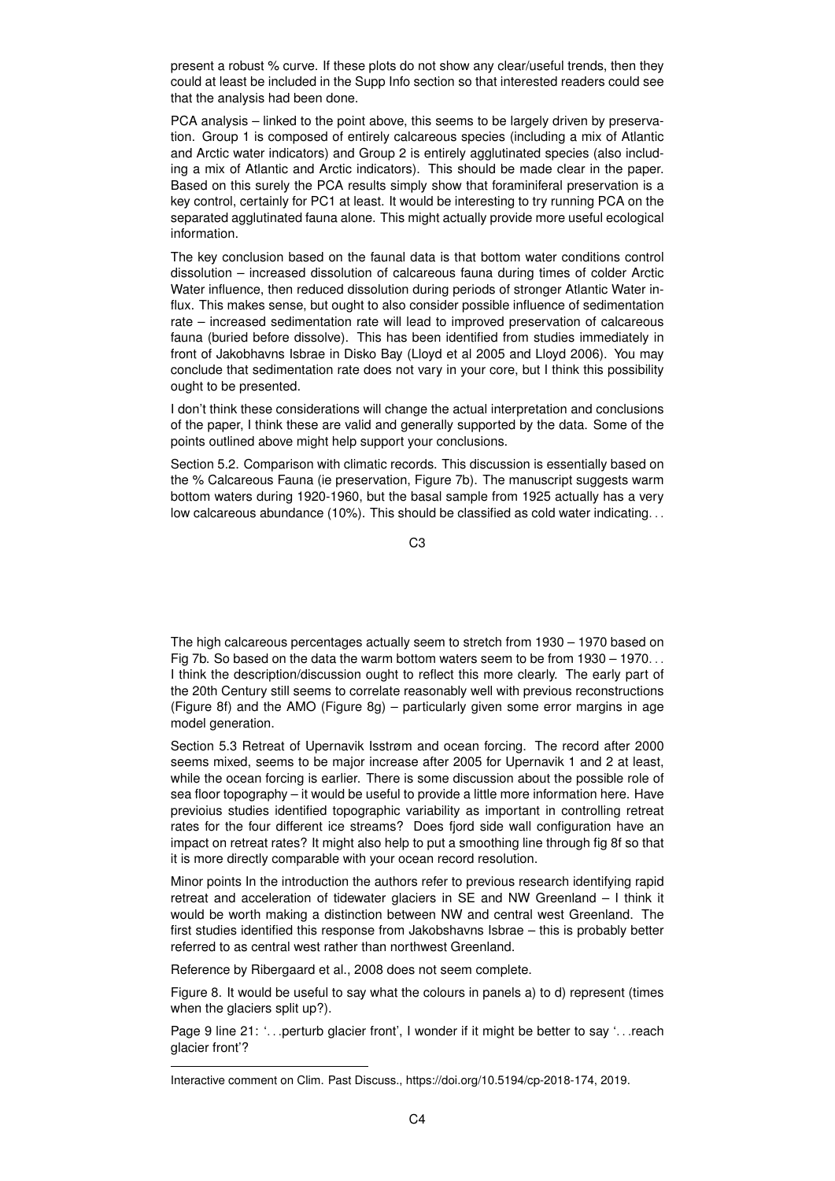present a robust % curve. If these plots do not show any clear/useful trends, then they could at least be included in the Supp Info section so that interested readers could see that the analysis had been done.

PCA analysis – linked to the point above, this seems to be largely driven by preservation. Group 1 is composed of entirely calcareous species (including a mix of Atlantic and Arctic water indicators) and Group 2 is entirely agglutinated species (also including a mix of Atlantic and Arctic indicators). This should be made clear in the paper. Based on this surely the PCA results simply show that foraminiferal preservation is a key control, certainly for PC1 at least. It would be interesting to try running PCA on the separated agglutinated fauna alone. This might actually provide more useful ecological information.

The key conclusion based on the faunal data is that bottom water conditions control dissolution – increased dissolution of calcareous fauna during times of colder Arctic Water influence, then reduced dissolution during periods of stronger Atlantic Water influx. This makes sense, but ought to also consider possible influence of sedimentation rate – increased sedimentation rate will lead to improved preservation of calcareous fauna (buried before dissolve). This has been identified from studies immediately in front of Jakobhavns Isbrae in Disko Bay (Lloyd et al 2005 and Lloyd 2006). You may conclude that sedimentation rate does not vary in your core, but I think this possibility ought to be presented.

I don't think these considerations will change the actual interpretation and conclusions of the paper, I think these are valid and generally supported by the data. Some of the points outlined above might help support your conclusions.

Section 5.2. Comparison with climatic records. This discussion is essentially based on the % Calcareous Fauna (ie preservation, Figure 7b). The manuscript suggests warm bottom waters during 1920-1960, but the basal sample from 1925 actually has a very low calcareous abundance (10%). This should be classified as cold water indicating. . .

The high calcareous percentages actually seem to stretch from 1930 – 1970 based on Fig 7b. So based on the data the warm bottom waters seem to be from 1930 – 1970. . . I think the description/discussion ought to reflect this more clearly. The early part of the 20th Century still seems to correlate reasonably well with previous reconstructions (Figure 8f) and the AMO (Figure 8g) – particularly given some error margins in age model generation.

Section 5.3 Retreat of Upernavik Isstrøm and ocean forcing. The record after 2000 seems mixed, seems to be major increase after 2005 for Upernavik 1 and 2 at least, while the ocean forcing is earlier. There is some discussion about the possible role of sea floor topography – it would be useful to provide a little more information here. Have previoius studies identified topographic variability as important in controlling retreat rates for the four different ice streams? Does fjord side wall configuration have an impact on retreat rates? It might also help to put a smoothing line through fig 8f so that it is more directly comparable with your ocean record resolution.

Minor points In the introduction the authors refer to previous research identifying rapid retreat and acceleration of tidewater glaciers in SE and NW Greenland – I think it would be worth making a distinction between NW and central west Greenland. The first studies identified this response from Jakobshavns Isbrae – this is probably better referred to as central west rather than northwest Greenland.

Reference by Ribergaard et al., 2008 does not seem complete.

Figure 8. It would be useful to say what the colours in panels a) to d) represent (times when the glaciers split up?).

Page 9 line 21: '. . .perturb glacier front', I wonder if it might be better to say '. . .reach glacier front'?

Interactive comment on Clim. Past Discuss., https://doi.org/10.5194/cp-2018-174, 2019.